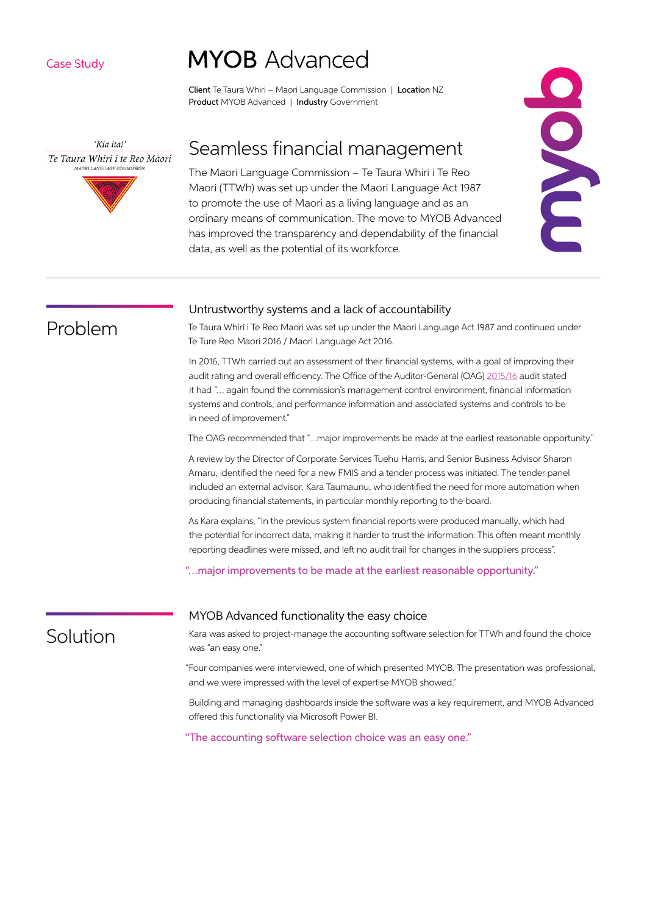Case Study

# MYOB Advanced

**Client** Te Taura Whiri – Maori Language Commission | **Location** NZ
**Product** MYOB Advanced | **Industry** Government

'Kia ita!'
Te Taura Whiri i te Reo Māori
MĀORI LANGUAGE COMMISSION

## Seamless financial management

The Maori Language Commission – Te Taura Whiri i Te Reo Maori (TTWh) was set up under the Maori Language Act 1987 to promote the use of Maori as a living language and as an ordinary means of communication. The move to MYOB Advanced has improved the transparency and dependability of the financial data, as well as the potential of its workforce.

## Problem

### Untrustworthy systems and a lack of accountability

Te Taura Whiri i Te Reo Maori was set up under the Maori Language Act 1987 and continued under Te Ture Reo Maori 2016 / Maori Language Act 2016.

In 2016, TTWh carried out an assessment of their financial systems, with a goal of improving their audit rating and overall efficiency. The Office of the Auditor-General (OAG) 2015/16 audit stated it had "… again found the commission's management control environment, financial information systems and controls, and performance information and associated systems and controls to be in need of improvement."

The OAG recommended that "…major improvements be made at the earliest reasonable opportunity."

A review by the Director of Corporate Services Tuehu Harris, and Senior Business Advisor Sharon Amaru, identified the need for a new FMIS and a tender process was initiated. The tender panel included an external advisor, Kara Taumaunu, who identified the need for more automation when producing financial statements, in particular monthly reporting to the board.

As Kara explains, "In the previous system financial reports were produced manually, which had the potential for incorrect data, making it harder to trust the information. This often meant monthly reporting deadlines were missed, and left no audit trail for changes in the suppliers process".

"…major improvements to be made at the earliest reasonable opportunity."

## Solution

### MYOB Advanced functionality the easy choice

Kara was asked to project-manage the accounting software selection for TTWh and found the choice was "an easy one."

"Four companies were interviewed, one of which presented MYOB. The presentation was professional, and we were impressed with the level of expertise MYOB showed."

Building and managing dashboards inside the software was a key requirement, and MYOB Advanced offered this functionality via Microsoft Power BI.

"The accounting software selection choice was an easy one."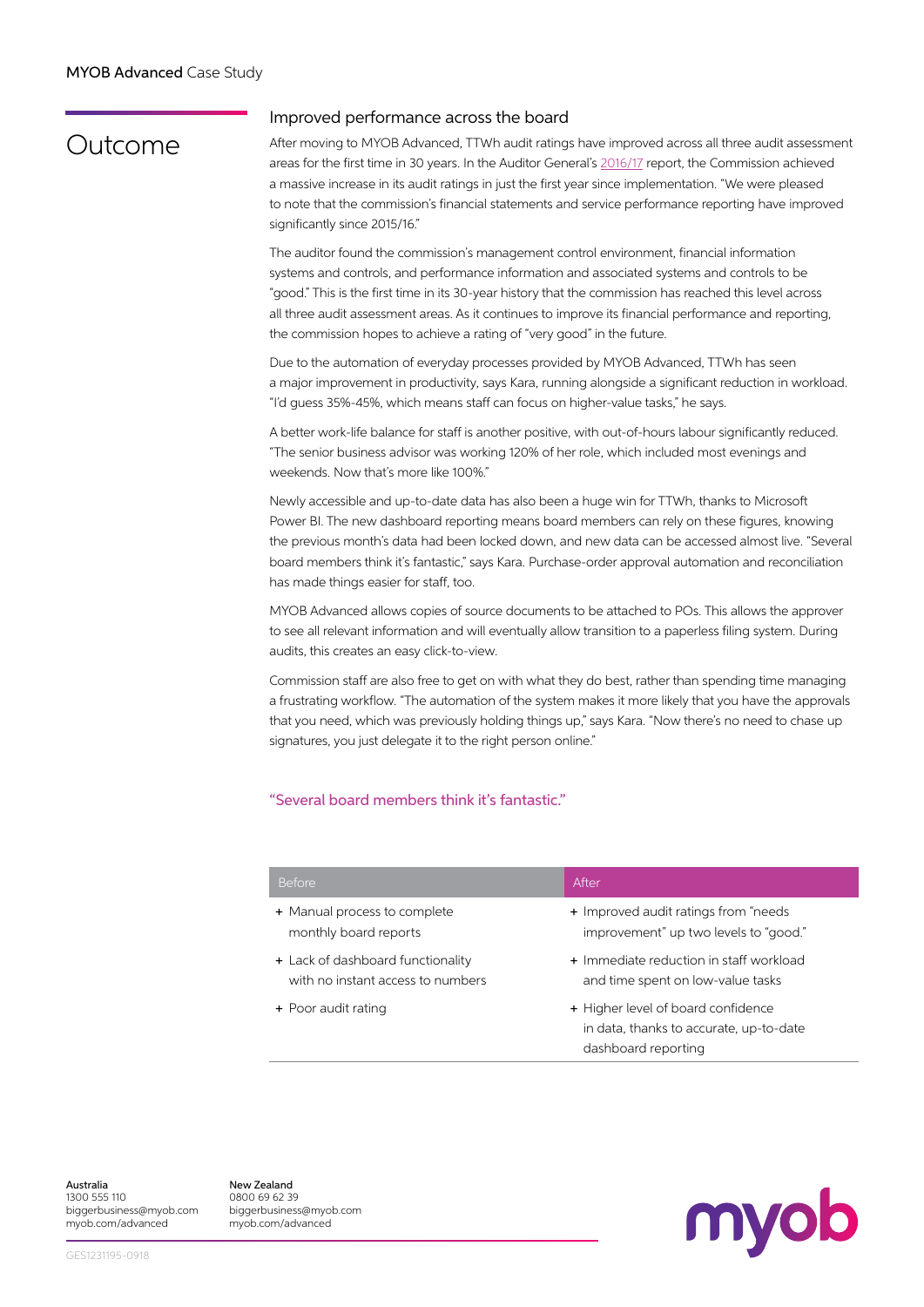# Outcome

## Improved performance across the board

After moving to MYOB Advanced, TTWh audit ratings have improved across all three audit assessment areas for the first time in 30 years. In the Auditor General's 2016/17 report, the Commission achieved a massive increase in its audit ratings in just the first year since implementation. "We were pleased to note that the commission's financial statements and service performance reporting have improved significantly since 2015/16."

The auditor found the commission's management control environment, financial information systems and controls, and performance information and associated systems and controls to be "good." This is the first time in its 30-year history that the commission has reached this level across all three audit assessment areas. As it continues to improve its financial performance and reporting, the commission hopes to achieve a rating of "very good" in the future.

Due to the automation of everyday processes provided by MYOB Advanced, TTWh has seen a major improvement in productivity, says Kara, running alongside a significant reduction in workload. "I'd guess 35%-45%, which means staff can focus on higher-value tasks," he says.

A better work-life balance for staff is another positive, with out-of-hours labour significantly reduced. "The senior business advisor was working 120% of her role, which included most evenings and weekends. Now that's more like 100%."

Newly accessible and up-to-date data has also been a huge win for TTWh, thanks to Microsoft Power BI. The new dashboard reporting means board members can rely on these figures, knowing the previous month's data had been locked down, and new data can be accessed almost live. "Several board members think it's fantastic," says Kara. Purchase-order approval automation and reconciliation has made things easier for staff, too.

MYOB Advanced allows copies of source documents to be attached to POs. This allows the approver to see all relevant information and will eventually allow transition to a paperless filing system. During audits, this creates an easy click-to-view.

Commission staff are also free to get on with what they do best, rather than spending time managing a frustrating workflow. "The automation of the system makes it more likely that you have the approvals that you need, which was previously holding things up," says Kara. "Now there's no need to chase up signatures, you just delegate it to the right person online."

**"Several board members think it's fantastic."**

| Before | After |
| --- | --- |
| + Manual process to complete monthly board reports | + Improved audit ratings from "needs improvement" up two levels to "good." |
| + Lack of dashboard functionality with no instant access to numbers | + Immediate reduction in staff workload and time spent on low-value tasks |
| + Poor audit rating | + Higher level of board confidence in data, thanks to accurate, up-to-date dashboard reporting |

**Australia**
1300 555 110
biggerbusiness@myob.com
myob.com/advanced

**New Zealand**
0800 69 62 39
biggerbusiness@myob.com
myob.com/advanced

GES1231195-0918